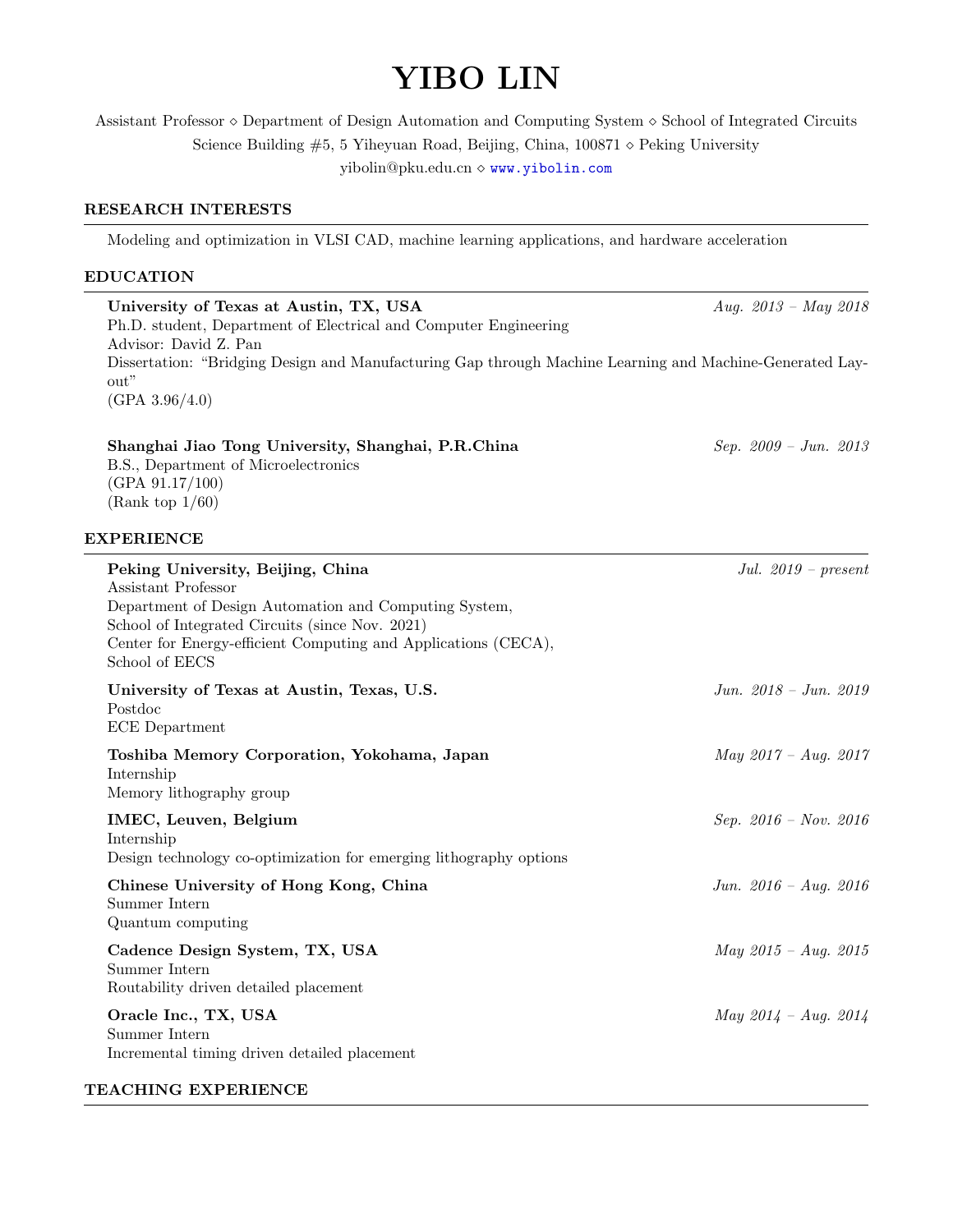# YIBO LIN

Assistant Professor ⋄ Department of Design Automation and Computing System ⋄ School of Integrated Circuits
Science Building #5, 5 Yiheyuan Road, Beijing, China, 100871 ⋄ Peking University
yibolin@pku.edu.cn ⋄ www.yibolin.com

## RESEARCH INTERESTS

Modeling and optimization in VLSI CAD, machine learning applications, and hardware acceleration

## EDUCATION

**University of Texas at Austin, TX, USA** *Aug. 2013 – May 2018*
Ph.D. student, Department of Electrical and Computer Engineering
Advisor: David Z. Pan
Dissertation: "Bridging Design and Manufacturing Gap through Machine Learning and Machine-Generated Layout"
(GPA 3.96/4.0)

**Shanghai Jiao Tong University, Shanghai, P.R.China** *Sep. 2009 – Jun. 2013*
B.S., Department of Microelectronics
(GPA 91.17/100)
(Rank top 1/60)

## EXPERIENCE

**Peking University, Beijing, China** *Jul. 2019 – present*
Assistant Professor
Department of Design Automation and Computing System,
School of Integrated Circuits (since Nov. 2021)
Center for Energy-efficient Computing and Applications (CECA),
School of EECS

**University of Texas at Austin, Texas, U.S.** *Jun. 2018 – Jun. 2019*
Postdoc
ECE Department

**Toshiba Memory Corporation, Yokohama, Japan** *May 2017 – Aug. 2017*
Internship
Memory lithography group

**IMEC, Leuven, Belgium** *Sep. 2016 – Nov. 2016*
Internship
Design technology co-optimization for emerging lithography options

**Chinese University of Hong Kong, China** *Jun. 2016 – Aug. 2016*
Summer Intern
Quantum computing

**Cadence Design System, TX, USA** *May 2015 – Aug. 2015*
Summer Intern
Routability driven detailed placement

**Oracle Inc., TX, USA** *May 2014 – Aug. 2014*
Summer Intern
Incremental timing driven detailed placement

## TEACHING EXPERIENCE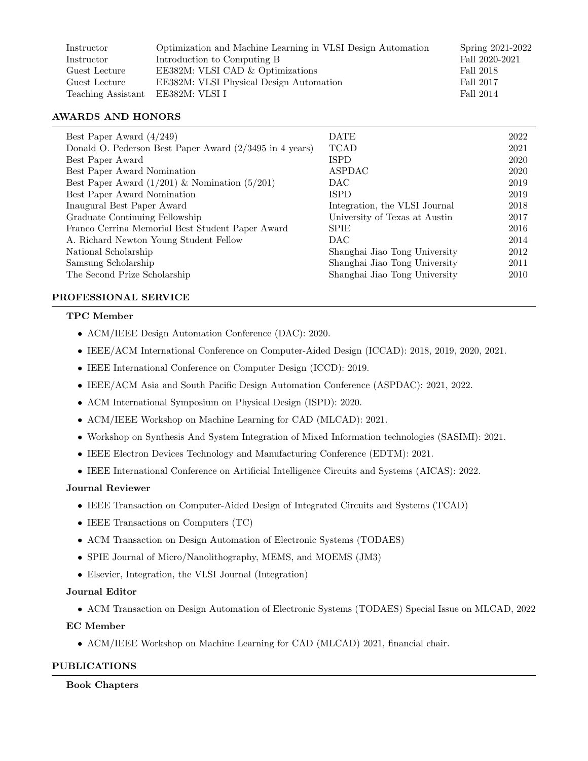| | | |
|---|---|---|
| Instructor | Optimization and Machine Learning in VLSI Design Automation | Spring 2021-2022 |
| Instructor | Introduction to Computing B | Fall 2020-2021 |
| Guest Lecture | EE382M: VLSI CAD & Optimizations | Fall 2018 |
| Guest Lecture | EE382M: VLSI Physical Design Automation | Fall 2017 |
| Teaching Assistant | EE382M: VLSI I | Fall 2014 |

## AWARDS AND HONORS

| | | |
|---|---|---|
| Best Paper Award (4/249) | DATE | 2022 |
| Donald O. Pederson Best Paper Award (2/3495 in 4 years) | TCAD | 2021 |
| Best Paper Award | ISPD | 2020 |
| Best Paper Award Nomination | ASPDAC | 2020 |
| Best Paper Award (1/201) & Nomination (5/201) | DAC | 2019 |
| Best Paper Award Nomination | ISPD | 2019 |
| Inaugural Best Paper Award | Integration, the VLSI Journal | 2018 |
| Graduate Continuing Fellowship | University of Texas at Austin | 2017 |
| Franco Cerrina Memorial Best Student Paper Award | SPIE | 2016 |
| A. Richard Newton Young Student Fellow | DAC | 2014 |
| National Scholarship | Shanghai Jiao Tong University | 2012 |
| Samsung Scholarship | Shanghai Jiao Tong University | 2011 |
| The Second Prize Scholarship | Shanghai Jiao Tong University | 2010 |

## PROFESSIONAL SERVICE

### TPC Member

- ACM/IEEE Design Automation Conference (DAC): 2020.
- IEEE/ACM International Conference on Computer-Aided Design (ICCAD): 2018, 2019, 2020, 2021.
- IEEE International Conference on Computer Design (ICCD): 2019.
- IEEE/ACM Asia and South Pacific Design Automation Conference (ASPDAC): 2021, 2022.
- ACM International Symposium on Physical Design (ISPD): 2020.
- ACM/IEEE Workshop on Machine Learning for CAD (MLCAD): 2021.
- Workshop on Synthesis And System Integration of Mixed Information technologies (SASIMI): 2021.
- IEEE Electron Devices Technology and Manufacturing Conference (EDTM): 2021.
- IEEE International Conference on Artificial Intelligence Circuits and Systems (AICAS): 2022.

### Journal Reviewer

- IEEE Transaction on Computer-Aided Design of Integrated Circuits and Systems (TCAD)
- IEEE Transactions on Computers (TC)
- ACM Transaction on Design Automation of Electronic Systems (TODAES)
- SPIE Journal of Micro/Nanolithography, MEMS, and MOEMS (JM3)
- Elsevier, Integration, the VLSI Journal (Integration)

### Journal Editor

- ACM Transaction on Design Automation of Electronic Systems (TODAES) Special Issue on MLCAD, 2022

### EC Member

- ACM/IEEE Workshop on Machine Learning for CAD (MLCAD) 2021, financial chair.

## PUBLICATIONS

### Book Chapters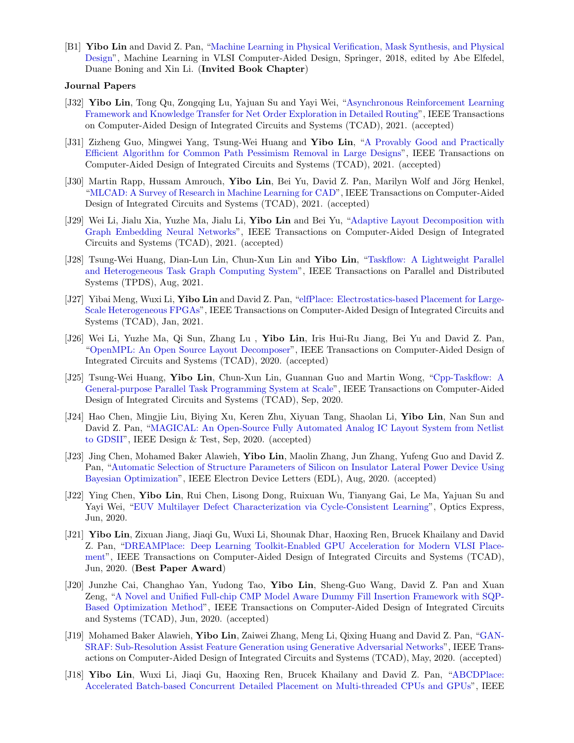[B1] **Yibo Lin** and David Z. Pan, "Machine Learning in Physical Verification, Mask Synthesis, and Physical Design", Machine Learning in VLSI Computer-Aided Design, Springer, 2018, edited by Abe Elfedel, Duane Boning and Xin Li. (**Invited Book Chapter**)

**Journal Papers**

[J32] **Yibo Lin**, Tong Qu, Zongqing Lu, Yajuan Su and Yayi Wei, "Asynchronous Reinforcement Learning Framework and Knowledge Transfer for Net Order Exploration in Detailed Routing", IEEE Transactions on Computer-Aided Design of Integrated Circuits and Systems (TCAD), 2021. (accepted)

[J31] Zizheng Guo, Mingwei Yang, Tsung-Wei Huang and **Yibo Lin**, "A Provably Good and Practically Efficient Algorithm for Common Path Pessimism Removal in Large Designs", IEEE Transactions on Computer-Aided Design of Integrated Circuits and Systems (TCAD), 2021. (accepted)

[J30] Martin Rapp, Hussam Amrouch, **Yibo Lin**, Bei Yu, David Z. Pan, Marilyn Wolf and Jörg Henkel, "MLCAD: A Survey of Research in Machine Learning for CAD", IEEE Transactions on Computer-Aided Design of Integrated Circuits and Systems (TCAD), 2021. (accepted)

[J29] Wei Li, Jialu Xia, Yuzhe Ma, Jialu Li, **Yibo Lin** and Bei Yu, "Adaptive Layout Decomposition with Graph Embedding Neural Networks", IEEE Transactions on Computer-Aided Design of Integrated Circuits and Systems (TCAD), 2021. (accepted)

[J28] Tsung-Wei Huang, Dian-Lun Lin, Chun-Xun Lin and **Yibo Lin**, "Taskflow: A Lightweight Parallel and Heterogeneous Task Graph Computing System", IEEE Transactions on Parallel and Distributed Systems (TPDS), Aug, 2021.

[J27] Yibai Meng, Wuxi Li, **Yibo Lin** and David Z. Pan, "elfPlace: Electrostatics-based Placement for Large-Scale Heterogeneous FPGAs", IEEE Transactions on Computer-Aided Design of Integrated Circuits and Systems (TCAD), Jan, 2021.

[J26] Wei Li, Yuzhe Ma, Qi Sun, Zhang Lu , **Yibo Lin**, Iris Hui-Ru Jiang, Bei Yu and David Z. Pan, "OpenMPL: An Open Source Layout Decomposer", IEEE Transactions on Computer-Aided Design of Integrated Circuits and Systems (TCAD), 2020. (accepted)

[J25] Tsung-Wei Huang, **Yibo Lin**, Chun-Xun Lin, Guannan Guo and Martin Wong, "Cpp-Taskflow: A General-purpose Parallel Task Programming System at Scale", IEEE Transactions on Computer-Aided Design of Integrated Circuits and Systems (TCAD), Sep, 2020.

[J24] Hao Chen, Mingjie Liu, Biying Xu, Keren Zhu, Xiyuan Tang, Shaolan Li, **Yibo Lin**, Nan Sun and David Z. Pan, "MAGICAL: An Open-Source Fully Automated Analog IC Layout System from Netlist to GDSII", IEEE Design & Test, Sep, 2020. (accepted)

[J23] Jing Chen, Mohamed Baker Alawieh, **Yibo Lin**, Maolin Zhang, Jun Zhang, Yufeng Guo and David Z. Pan, "Automatic Selection of Structure Parameters of Silicon on Insulator Lateral Power Device Using Bayesian Optimization", IEEE Electron Device Letters (EDL), Aug, 2020. (accepted)

[J22] Ying Chen, **Yibo Lin**, Rui Chen, Lisong Dong, Ruixuan Wu, Tianyang Gai, Le Ma, Yajuan Su and Yayi Wei, "EUV Multilayer Defect Characterization via Cycle-Consistent Learning", Optics Express, Jun, 2020.

[J21] **Yibo Lin**, Zixuan Jiang, Jiaqi Gu, Wuxi Li, Shounak Dhar, Haoxing Ren, Brucek Khailany and David Z. Pan, "DREAMPlace: Deep Learning Toolkit-Enabled GPU Acceleration for Modern VLSI Placement", IEEE Transactions on Computer-Aided Design of Integrated Circuits and Systems (TCAD), Jun, 2020. (**Best Paper Award**)

[J20] Junzhe Cai, Changhao Yan, Yudong Tao, **Yibo Lin**, Sheng-Guo Wang, David Z. Pan and Xuan Zeng, "A Novel and Unified Full-chip CMP Model Aware Dummy Fill Insertion Framework with SQP-Based Optimization Method", IEEE Transactions on Computer-Aided Design of Integrated Circuits and Systems (TCAD), Jun, 2020. (accepted)

[J19] Mohamed Baker Alawieh, **Yibo Lin**, Zaiwei Zhang, Meng Li, Qixing Huang and David Z. Pan, "GAN-SRAF: Sub-Resolution Assist Feature Generation using Generative Adversarial Networks", IEEE Transactions on Computer-Aided Design of Integrated Circuits and Systems (TCAD), May, 2020. (accepted)

[J18] **Yibo Lin**, Wuxi Li, Jiaqi Gu, Haoxing Ren, Brucek Khailany and David Z. Pan, "ABCDPlace: Accelerated Batch-based Concurrent Detailed Placement on Multi-threaded CPUs and GPUs", IEEE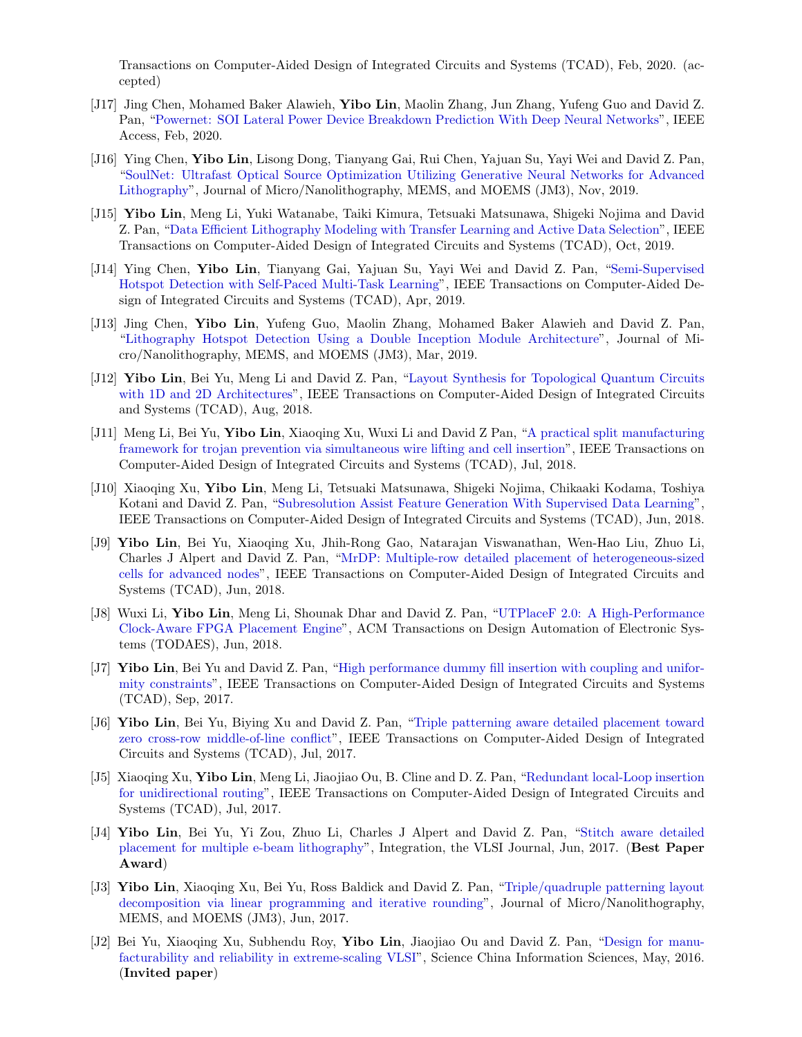Transactions on Computer-Aided Design of Integrated Circuits and Systems (TCAD), Feb, 2020. (accepted)

[J17] Jing Chen, Mohamed Baker Alawieh, **Yibo Lin**, Maolin Zhang, Jun Zhang, Yufeng Guo and David Z. Pan, "Powernet: SOI Lateral Power Device Breakdown Prediction With Deep Neural Networks", IEEE Access, Feb, 2020.

[J16] Ying Chen, **Yibo Lin**, Lisong Dong, Tianyang Gai, Rui Chen, Yajuan Su, Yayi Wei and David Z. Pan, "SoulNet: Ultrafast Optical Source Optimization Utilizing Generative Neural Networks for Advanced Lithography", Journal of Micro/Nanolithography, MEMS, and MOEMS (JM3), Nov, 2019.

[J15] **Yibo Lin**, Meng Li, Yuki Watanabe, Taiki Kimura, Tetsuaki Matsunawa, Shigeki Nojima and David Z. Pan, "Data Efficient Lithography Modeling with Transfer Learning and Active Data Selection", IEEE Transactions on Computer-Aided Design of Integrated Circuits and Systems (TCAD), Oct, 2019.

[J14] Ying Chen, **Yibo Lin**, Tianyang Gai, Yajuan Su, Yayi Wei and David Z. Pan, "Semi-Supervised Hotspot Detection with Self-Paced Multi-Task Learning", IEEE Transactions on Computer-Aided Design of Integrated Circuits and Systems (TCAD), Apr, 2019.

[J13] Jing Chen, **Yibo Lin**, Yufeng Guo, Maolin Zhang, Mohamed Baker Alawieh and David Z. Pan, "Lithography Hotspot Detection Using a Double Inception Module Architecture", Journal of Micro/Nanolithography, MEMS, and MOEMS (JM3), Mar, 2019.

[J12] **Yibo Lin**, Bei Yu, Meng Li and David Z. Pan, "Layout Synthesis for Topological Quantum Circuits with 1D and 2D Architectures", IEEE Transactions on Computer-Aided Design of Integrated Circuits and Systems (TCAD), Aug, 2018.

[J11] Meng Li, Bei Yu, **Yibo Lin**, Xiaoqing Xu, Wuxi Li and David Z Pan, "A practical split manufacturing framework for trojan prevention via simultaneous wire lifting and cell insertion", IEEE Transactions on Computer-Aided Design of Integrated Circuits and Systems (TCAD), Jul, 2018.

[J10] Xiaoqing Xu, **Yibo Lin**, Meng Li, Tetsuaki Matsunawa, Shigeki Nojima, Chikaaki Kodama, Toshiya Kotani and David Z. Pan, "Subresolution Assist Feature Generation With Supervised Data Learning", IEEE Transactions on Computer-Aided Design of Integrated Circuits and Systems (TCAD), Jun, 2018.

[J9] **Yibo Lin**, Bei Yu, Xiaoqing Xu, Jhih-Rong Gao, Natarajan Viswanathan, Wen-Hao Liu, Zhuo Li, Charles J Alpert and David Z. Pan, "MrDP: Multiple-row detailed placement of heterogeneous-sized cells for advanced nodes", IEEE Transactions on Computer-Aided Design of Integrated Circuits and Systems (TCAD), Jun, 2018.

[J8] Wuxi Li, **Yibo Lin**, Meng Li, Shounak Dhar and David Z. Pan, "UTPlaceF 2.0: A High-Performance Clock-Aware FPGA Placement Engine", ACM Transactions on Design Automation of Electronic Systems (TODAES), Jun, 2018.

[J7] **Yibo Lin**, Bei Yu and David Z. Pan, "High performance dummy fill insertion with coupling and uniformity constraints", IEEE Transactions on Computer-Aided Design of Integrated Circuits and Systems (TCAD), Sep, 2017.

[J6] **Yibo Lin**, Bei Yu, Biying Xu and David Z. Pan, "Triple patterning aware detailed placement toward zero cross-row middle-of-line conflict", IEEE Transactions on Computer-Aided Design of Integrated Circuits and Systems (TCAD), Jul, 2017.

[J5] Xiaoqing Xu, **Yibo Lin**, Meng Li, Jiaojiao Ou, B. Cline and D. Z. Pan, "Redundant local-Loop insertion for unidirectional routing", IEEE Transactions on Computer-Aided Design of Integrated Circuits and Systems (TCAD), Jul, 2017.

[J4] **Yibo Lin**, Bei Yu, Yi Zou, Zhuo Li, Charles J Alpert and David Z. Pan, "Stitch aware detailed placement for multiple e-beam lithography", Integration, the VLSI Journal, Jun, 2017. (**Best Paper Award**)

[J3] **Yibo Lin**, Xiaoqing Xu, Bei Yu, Ross Baldick and David Z. Pan, "Triple/quadruple patterning layout decomposition via linear programming and iterative rounding", Journal of Micro/Nanolithography, MEMS, and MOEMS (JM3), Jun, 2017.

[J2] Bei Yu, Xiaoqing Xu, Subhendu Roy, **Yibo Lin**, Jiaojiao Ou and David Z. Pan, "Design for manufacturability and reliability in extreme-scaling VLSI", Science China Information Sciences, May, 2016. (**Invited paper**)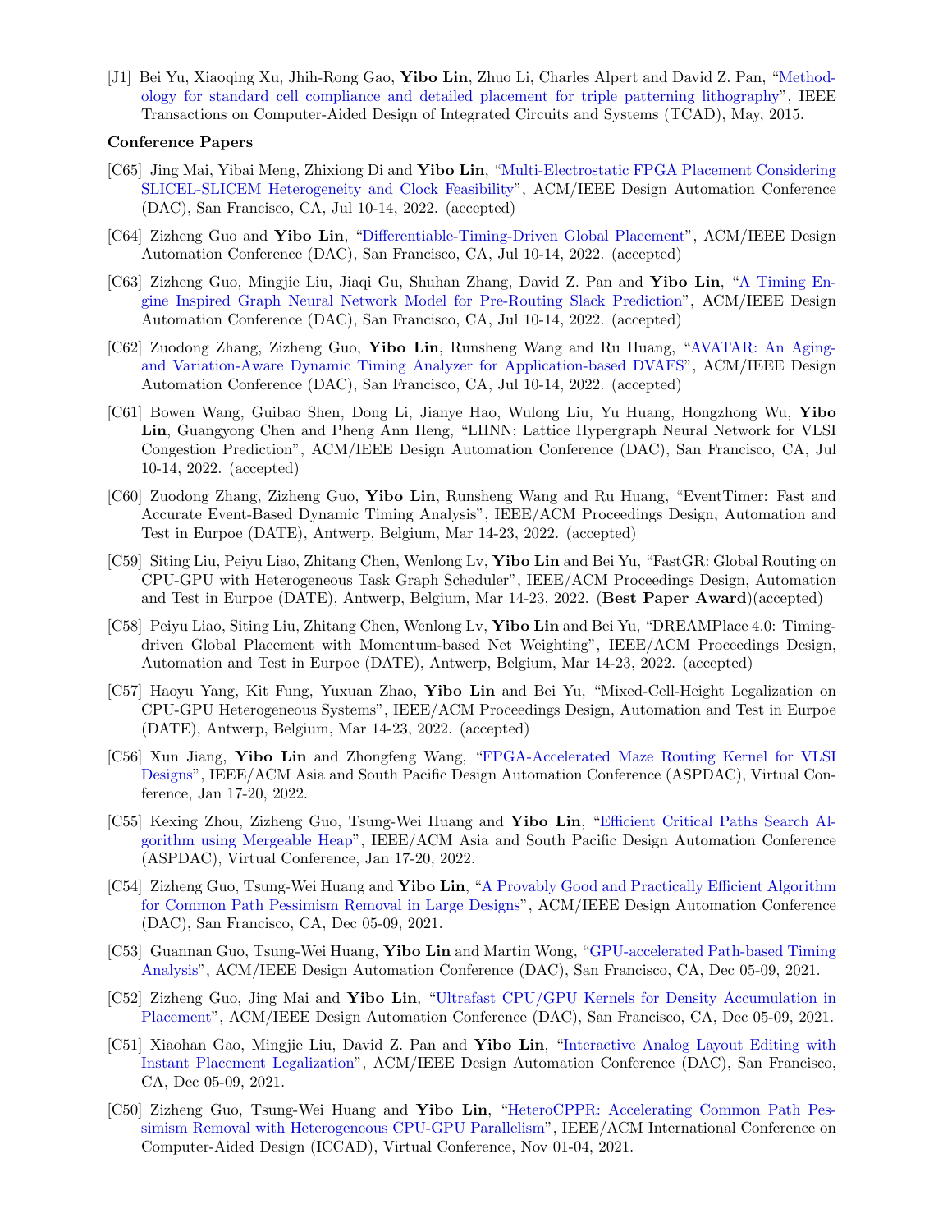[J1] Bei Yu, Xiaoqing Xu, Jhih-Rong Gao, **Yibo Lin**, Zhuo Li, Charles Alpert and David Z. Pan, "Methodology for standard cell compliance and detailed placement for triple patterning lithography", IEEE Transactions on Computer-Aided Design of Integrated Circuits and Systems (TCAD), May, 2015.

**Conference Papers**

[C65] Jing Mai, Yibai Meng, Zhixiong Di and **Yibo Lin**, "Multi-Electrostatic FPGA Placement Considering SLICEL-SLICEM Heterogeneity and Clock Feasibility", ACM/IEEE Design Automation Conference (DAC), San Francisco, CA, Jul 10-14, 2022. (accepted)

[C64] Zizheng Guo and **Yibo Lin**, "Differentiable-Timing-Driven Global Placement", ACM/IEEE Design Automation Conference (DAC), San Francisco, CA, Jul 10-14, 2022. (accepted)

[C63] Zizheng Guo, Mingjie Liu, Jiaqi Gu, Shuhan Zhang, David Z. Pan and **Yibo Lin**, "A Timing Engine Inspired Graph Neural Network Model for Pre-Routing Slack Prediction", ACM/IEEE Design Automation Conference (DAC), San Francisco, CA, Jul 10-14, 2022. (accepted)

[C62] Zuodong Zhang, Zizheng Guo, **Yibo Lin**, Runsheng Wang and Ru Huang, "AVATAR: An Aging- and Variation-Aware Dynamic Timing Analyzer for Application-based DVAFS", ACM/IEEE Design Automation Conference (DAC), San Francisco, CA, Jul 10-14, 2022. (accepted)

[C61] Bowen Wang, Guibao Shen, Dong Li, Jianye Hao, Wulong Liu, Yu Huang, Hongzhong Wu, **Yibo Lin**, Guangyong Chen and Pheng Ann Heng, "LHNN: Lattice Hypergraph Neural Network for VLSI Congestion Prediction", ACM/IEEE Design Automation Conference (DAC), San Francisco, CA, Jul 10-14, 2022. (accepted)

[C60] Zuodong Zhang, Zizheng Guo, **Yibo Lin**, Runsheng Wang and Ru Huang, "EventTimer: Fast and Accurate Event-Based Dynamic Timing Analysis", IEEE/ACM Proceedings Design, Automation and Test in Eurpoe (DATE), Antwerp, Belgium, Mar 14-23, 2022. (accepted)

[C59] Siting Liu, Peiyu Liao, Zhitang Chen, Wenlong Lv, **Yibo Lin** and Bei Yu, "FastGR: Global Routing on CPU-GPU with Heterogeneous Task Graph Scheduler", IEEE/ACM Proceedings Design, Automation and Test in Eurpoe (DATE), Antwerp, Belgium, Mar 14-23, 2022. (**Best Paper Award**)(accepted)

[C58] Peiyu Liao, Siting Liu, Zhitang Chen, Wenlong Lv, **Yibo Lin** and Bei Yu, "DREAMPlace 4.0: Timing-driven Global Placement with Momentum-based Net Weighting", IEEE/ACM Proceedings Design, Automation and Test in Eurpoe (DATE), Antwerp, Belgium, Mar 14-23, 2022. (accepted)

[C57] Haoyu Yang, Kit Fung, Yuxuan Zhao, **Yibo Lin** and Bei Yu, "Mixed-Cell-Height Legalization on CPU-GPU Heterogeneous Systems", IEEE/ACM Proceedings Design, Automation and Test in Eurpoe (DATE), Antwerp, Belgium, Mar 14-23, 2022. (accepted)

[C56] Xun Jiang, **Yibo Lin** and Zhongfeng Wang, "FPGA-Accelerated Maze Routing Kernel for VLSI Designs", IEEE/ACM Asia and South Pacific Design Automation Conference (ASPDAC), Virtual Conference, Jan 17-20, 2022.

[C55] Kexing Zhou, Zizheng Guo, Tsung-Wei Huang and **Yibo Lin**, "Efficient Critical Paths Search Algorithm using Mergeable Heap", IEEE/ACM Asia and South Pacific Design Automation Conference (ASPDAC), Virtual Conference, Jan 17-20, 2022.

[C54] Zizheng Guo, Tsung-Wei Huang and **Yibo Lin**, "A Provably Good and Practically Efficient Algorithm for Common Path Pessimism Removal in Large Designs", ACM/IEEE Design Automation Conference (DAC), San Francisco, CA, Dec 05-09, 2021.

[C53] Guannan Guo, Tsung-Wei Huang, **Yibo Lin** and Martin Wong, "GPU-accelerated Path-based Timing Analysis", ACM/IEEE Design Automation Conference (DAC), San Francisco, CA, Dec 05-09, 2021.

[C52] Zizheng Guo, Jing Mai and **Yibo Lin**, "Ultrafast CPU/GPU Kernels for Density Accumulation in Placement", ACM/IEEE Design Automation Conference (DAC), San Francisco, CA, Dec 05-09, 2021.

[C51] Xiaohan Gao, Mingjie Liu, David Z. Pan and **Yibo Lin**, "Interactive Analog Layout Editing with Instant Placement Legalization", ACM/IEEE Design Automation Conference (DAC), San Francisco, CA, Dec 05-09, 2021.

[C50] Zizheng Guo, Tsung-Wei Huang and **Yibo Lin**, "HeteroCPPR: Accelerating Common Path Pessimism Removal with Heterogeneous CPU-GPU Parallelism", IEEE/ACM International Conference on Computer-Aided Design (ICCAD), Virtual Conference, Nov 01-04, 2021.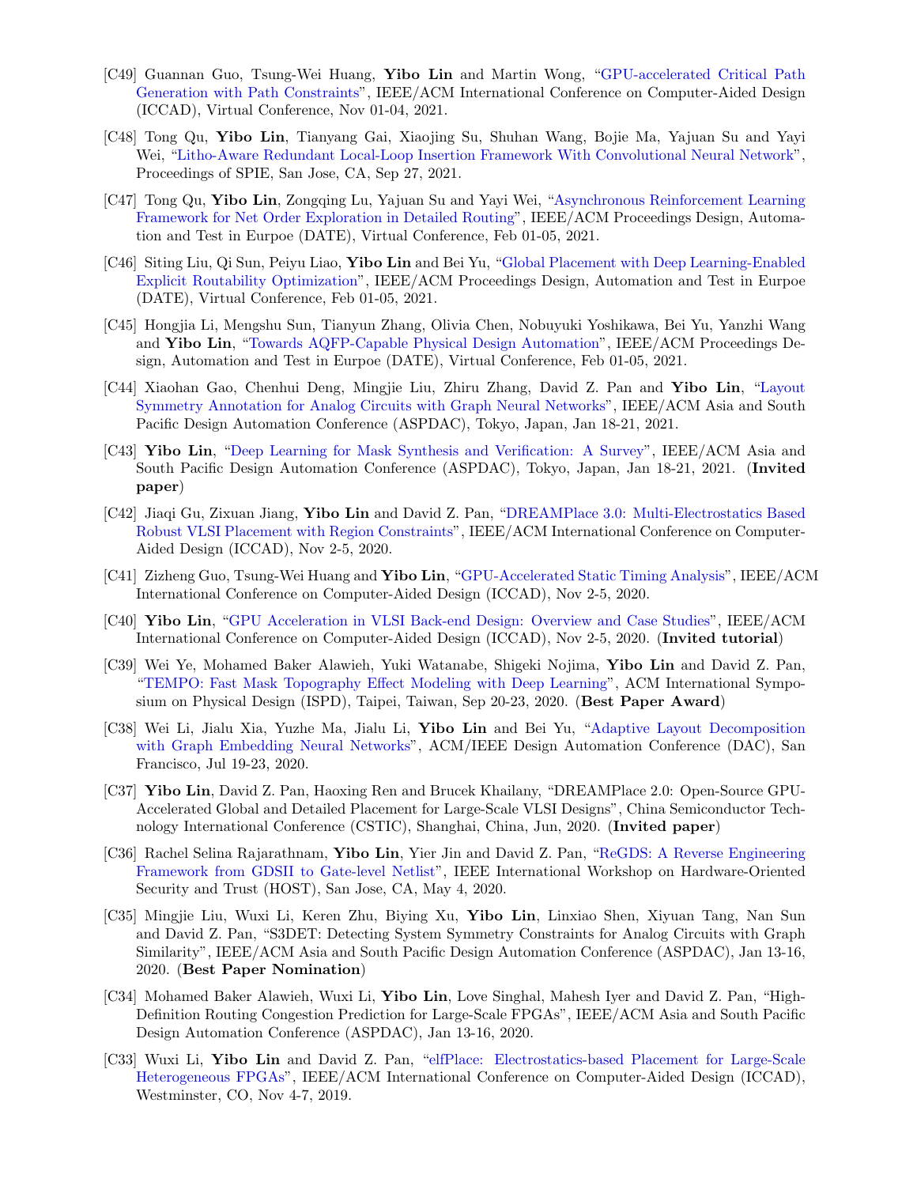- [C49] Guannan Guo, Tsung-Wei Huang, **Yibo Lin** and Martin Wong, "GPU-accelerated Critical Path Generation with Path Constraints", IEEE/ACM International Conference on Computer-Aided Design (ICCAD), Virtual Conference, Nov 01-04, 2021.
- [C48] Tong Qu, **Yibo Lin**, Tianyang Gai, Xiaojing Su, Shuhan Wang, Bojie Ma, Yajuan Su and Yayi Wei, "Litho-Aware Redundant Local-Loop Insertion Framework With Convolutional Neural Network", Proceedings of SPIE, San Jose, CA, Sep 27, 2021.
- [C47] Tong Qu, **Yibo Lin**, Zongqing Lu, Yajuan Su and Yayi Wei, "Asynchronous Reinforcement Learning Framework for Net Order Exploration in Detailed Routing", IEEE/ACM Proceedings Design, Automation and Test in Eurpoe (DATE), Virtual Conference, Feb 01-05, 2021.
- [C46] Siting Liu, Qi Sun, Peiyu Liao, **Yibo Lin** and Bei Yu, "Global Placement with Deep Learning-Enabled Explicit Routability Optimization", IEEE/ACM Proceedings Design, Automation and Test in Eurpoe (DATE), Virtual Conference, Feb 01-05, 2021.
- [C45] Hongjia Li, Mengshu Sun, Tianyun Zhang, Olivia Chen, Nobuyuki Yoshikawa, Bei Yu, Yanzhi Wang and **Yibo Lin**, "Towards AQFP-Capable Physical Design Automation", IEEE/ACM Proceedings Design, Automation and Test in Eurpoe (DATE), Virtual Conference, Feb 01-05, 2021.
- [C44] Xiaohan Gao, Chenhui Deng, Mingjie Liu, Zhiru Zhang, David Z. Pan and **Yibo Lin**, "Layout Symmetry Annotation for Analog Circuits with Graph Neural Networks", IEEE/ACM Asia and South Pacific Design Automation Conference (ASPDAC), Tokyo, Japan, Jan 18-21, 2021.
- [C43] **Yibo Lin**, "Deep Learning for Mask Synthesis and Verification: A Survey", IEEE/ACM Asia and South Pacific Design Automation Conference (ASPDAC), Tokyo, Japan, Jan 18-21, 2021. (**Invited paper**)
- [C42] Jiaqi Gu, Zixuan Jiang, **Yibo Lin** and David Z. Pan, "DREAMPlace 3.0: Multi-Electrostatics Based Robust VLSI Placement with Region Constraints", IEEE/ACM International Conference on Computer-Aided Design (ICCAD), Nov 2-5, 2020.
- [C41] Zizheng Guo, Tsung-Wei Huang and **Yibo Lin**, "GPU-Accelerated Static Timing Analysis", IEEE/ACM International Conference on Computer-Aided Design (ICCAD), Nov 2-5, 2020.
- [C40] **Yibo Lin**, "GPU Acceleration in VLSI Back-end Design: Overview and Case Studies", IEEE/ACM International Conference on Computer-Aided Design (ICCAD), Nov 2-5, 2020. (**Invited tutorial**)
- [C39] Wei Ye, Mohamed Baker Alawieh, Yuki Watanabe, Shigeki Nojima, **Yibo Lin** and David Z. Pan, "TEMPO: Fast Mask Topography Effect Modeling with Deep Learning", ACM International Symposium on Physical Design (ISPD), Taipei, Taiwan, Sep 20-23, 2020. (**Best Paper Award**)
- [C38] Wei Li, Jialu Xia, Yuzhe Ma, Jialu Li, **Yibo Lin** and Bei Yu, "Adaptive Layout Decomposition with Graph Embedding Neural Networks", ACM/IEEE Design Automation Conference (DAC), San Francisco, Jul 19-23, 2020.
- [C37] **Yibo Lin**, David Z. Pan, Haoxing Ren and Brucek Khailany, "DREAMPlace 2.0: Open-Source GPU-Accelerated Global and Detailed Placement for Large-Scale VLSI Designs", China Semiconductor Technology International Conference (CSTIC), Shanghai, China, Jun, 2020. (**Invited paper**)
- [C36] Rachel Selina Rajarathnam, **Yibo Lin**, Yier Jin and David Z. Pan, "ReGDS: A Reverse Engineering Framework from GDSII to Gate-level Netlist", IEEE International Workshop on Hardware-Oriented Security and Trust (HOST), San Jose, CA, May 4, 2020.
- [C35] Mingjie Liu, Wuxi Li, Keren Zhu, Biying Xu, **Yibo Lin**, Linxiao Shen, Xiyuan Tang, Nan Sun and David Z. Pan, "S3DET: Detecting System Symmetry Constraints for Analog Circuits with Graph Similarity", IEEE/ACM Asia and South Pacific Design Automation Conference (ASPDAC), Jan 13-16, 2020. (**Best Paper Nomination**)
- [C34] Mohamed Baker Alawieh, Wuxi Li, **Yibo Lin**, Love Singhal, Mahesh Iyer and David Z. Pan, "High-Definition Routing Congestion Prediction for Large-Scale FPGAs", IEEE/ACM Asia and South Pacific Design Automation Conference (ASPDAC), Jan 13-16, 2020.
- [C33] Wuxi Li, **Yibo Lin** and David Z. Pan, "elfPlace: Electrostatics-based Placement for Large-Scale Heterogeneous FPGAs", IEEE/ACM International Conference on Computer-Aided Design (ICCAD), Westminster, CO, Nov 4-7, 2019.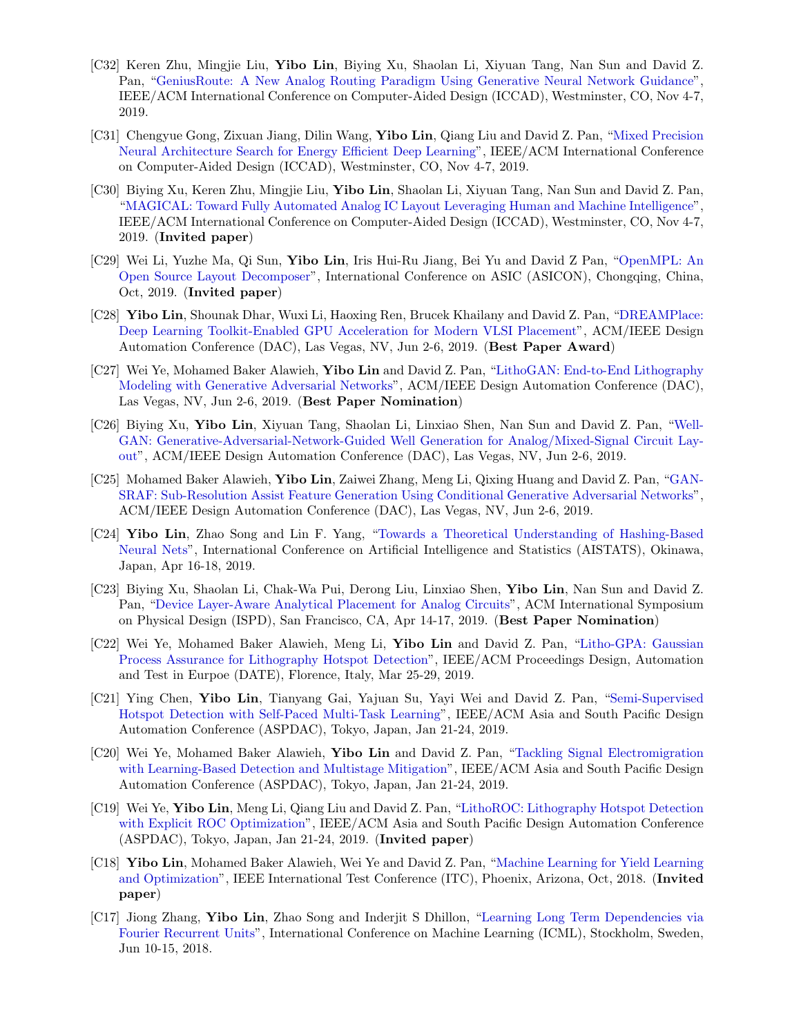[C32] Keren Zhu, Mingjie Liu, **Yibo Lin**, Biying Xu, Shaolan Li, Xiyuan Tang, Nan Sun and David Z. Pan, "GeniusRoute: A New Analog Routing Paradigm Using Generative Neural Network Guidance", IEEE/ACM International Conference on Computer-Aided Design (ICCAD), Westminster, CO, Nov 4-7, 2019.

[C31] Chengyue Gong, Zixuan Jiang, Dilin Wang, **Yibo Lin**, Qiang Liu and David Z. Pan, "Mixed Precision Neural Architecture Search for Energy Efficient Deep Learning", IEEE/ACM International Conference on Computer-Aided Design (ICCAD), Westminster, CO, Nov 4-7, 2019.

[C30] Biying Xu, Keren Zhu, Mingjie Liu, **Yibo Lin**, Shaolan Li, Xiyuan Tang, Nan Sun and David Z. Pan, "MAGICAL: Toward Fully Automated Analog IC Layout Leveraging Human and Machine Intelligence", IEEE/ACM International Conference on Computer-Aided Design (ICCAD), Westminster, CO, Nov 4-7, 2019. (**Invited paper**)

[C29] Wei Li, Yuzhe Ma, Qi Sun, **Yibo Lin**, Iris Hui-Ru Jiang, Bei Yu and David Z Pan, "OpenMPL: An Open Source Layout Decomposer", International Conference on ASIC (ASICON), Chongqing, China, Oct, 2019. (**Invited paper**)

[C28] **Yibo Lin**, Shounak Dhar, Wuxi Li, Haoxing Ren, Brucek Khailany and David Z. Pan, "DREAMPlace: Deep Learning Toolkit-Enabled GPU Acceleration for Modern VLSI Placement", ACM/IEEE Design Automation Conference (DAC), Las Vegas, NV, Jun 2-6, 2019. (**Best Paper Award**)

[C27] Wei Ye, Mohamed Baker Alawieh, **Yibo Lin** and David Z. Pan, "LithoGAN: End-to-End Lithography Modeling with Generative Adversarial Networks", ACM/IEEE Design Automation Conference (DAC), Las Vegas, NV, Jun 2-6, 2019. (**Best Paper Nomination**)

[C26] Biying Xu, **Yibo Lin**, Xiyuan Tang, Shaolan Li, Linxiao Shen, Nan Sun and David Z. Pan, "Well-GAN: Generative-Adversarial-Network-Guided Well Generation for Analog/Mixed-Signal Circuit Layout", ACM/IEEE Design Automation Conference (DAC), Las Vegas, NV, Jun 2-6, 2019.

[C25] Mohamed Baker Alawieh, **Yibo Lin**, Zaiwei Zhang, Meng Li, Qixing Huang and David Z. Pan, "GAN-SRAF: Sub-Resolution Assist Feature Generation Using Conditional Generative Adversarial Networks", ACM/IEEE Design Automation Conference (DAC), Las Vegas, NV, Jun 2-6, 2019.

[C24] **Yibo Lin**, Zhao Song and Lin F. Yang, "Towards a Theoretical Understanding of Hashing-Based Neural Nets", International Conference on Artificial Intelligence and Statistics (AISTATS), Okinawa, Japan, Apr 16-18, 2019.

[C23] Biying Xu, Shaolan Li, Chak-Wa Pui, Derong Liu, Linxiao Shen, **Yibo Lin**, Nan Sun and David Z. Pan, "Device Layer-Aware Analytical Placement for Analog Circuits", ACM International Symposium on Physical Design (ISPD), San Francisco, CA, Apr 14-17, 2019. (**Best Paper Nomination**)

[C22] Wei Ye, Mohamed Baker Alawieh, Meng Li, **Yibo Lin** and David Z. Pan, "Litho-GPA: Gaussian Process Assurance for Lithography Hotspot Detection", IEEE/ACM Proceedings Design, Automation and Test in Eurpoe (DATE), Florence, Italy, Mar 25-29, 2019.

[C21] Ying Chen, **Yibo Lin**, Tianyang Gai, Yajuan Su, Yayi Wei and David Z. Pan, "Semi-Supervised Hotspot Detection with Self-Paced Multi-Task Learning", IEEE/ACM Asia and South Pacific Design Automation Conference (ASPDAC), Tokyo, Japan, Jan 21-24, 2019.

[C20] Wei Ye, Mohamed Baker Alawieh, **Yibo Lin** and David Z. Pan, "Tackling Signal Electromigration with Learning-Based Detection and Multistage Mitigation", IEEE/ACM Asia and South Pacific Design Automation Conference (ASPDAC), Tokyo, Japan, Jan 21-24, 2019.

[C19] Wei Ye, **Yibo Lin**, Meng Li, Qiang Liu and David Z. Pan, "LithoROC: Lithography Hotspot Detection with Explicit ROC Optimization", IEEE/ACM Asia and South Pacific Design Automation Conference (ASPDAC), Tokyo, Japan, Jan 21-24, 2019. (**Invited paper**)

[C18] **Yibo Lin**, Mohamed Baker Alawieh, Wei Ye and David Z. Pan, "Machine Learning for Yield Learning and Optimization", IEEE International Test Conference (ITC), Phoenix, Arizona, Oct, 2018. (**Invited paper**)

[C17] Jiong Zhang, **Yibo Lin**, Zhao Song and Inderjit S Dhillon, "Learning Long Term Dependencies via Fourier Recurrent Units", International Conference on Machine Learning (ICML), Stockholm, Sweden, Jun 10-15, 2018.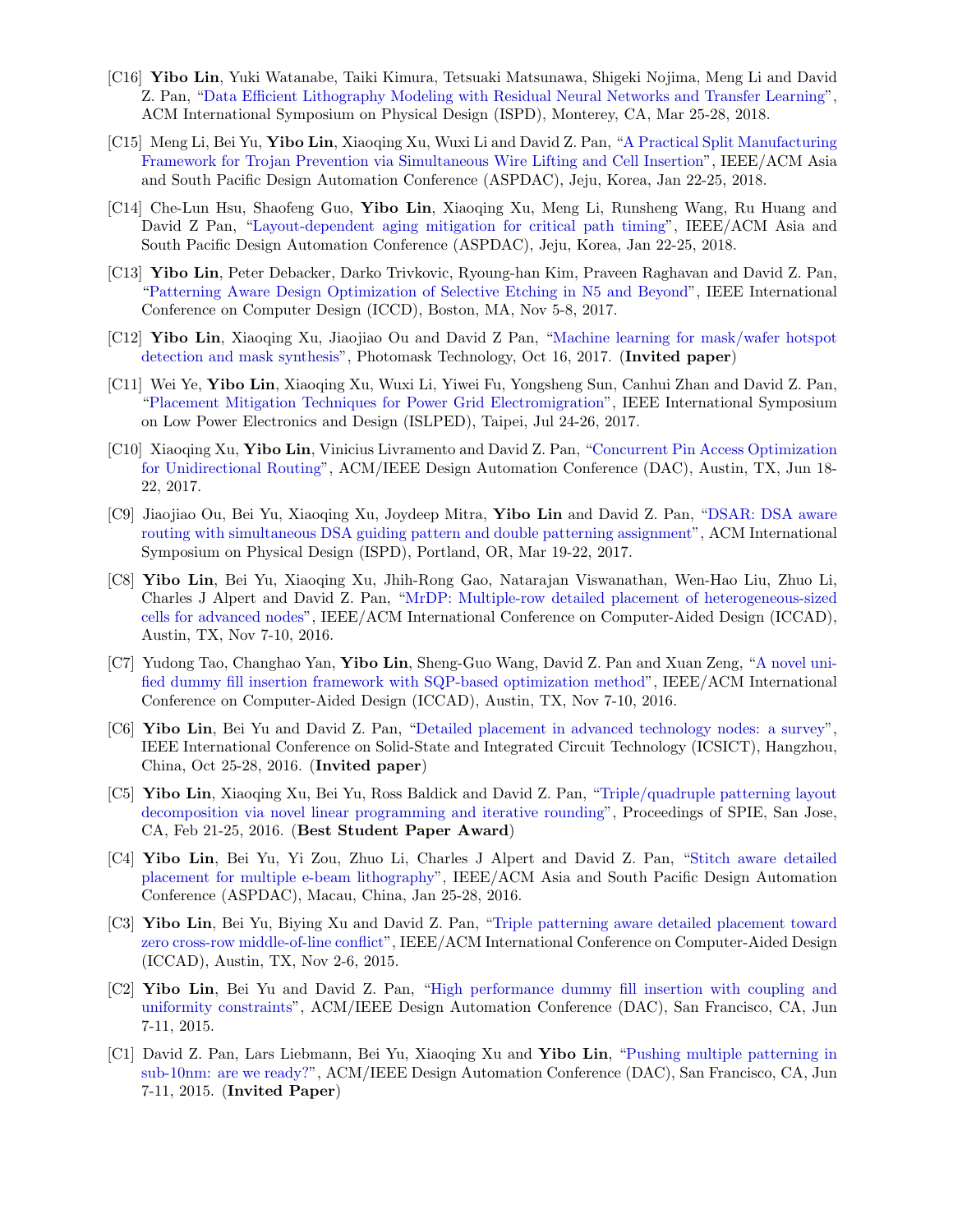[C16] **Yibo Lin**, Yuki Watanabe, Taiki Kimura, Tetsuaki Matsunawa, Shigeki Nojima, Meng Li and David Z. Pan, "Data Efficient Lithography Modeling with Residual Neural Networks and Transfer Learning", ACM International Symposium on Physical Design (ISPD), Monterey, CA, Mar 25-28, 2018.

[C15] Meng Li, Bei Yu, **Yibo Lin**, Xiaoqing Xu, Wuxi Li and David Z. Pan, "A Practical Split Manufacturing Framework for Trojan Prevention via Simultaneous Wire Lifting and Cell Insertion", IEEE/ACM Asia and South Pacific Design Automation Conference (ASPDAC), Jeju, Korea, Jan 22-25, 2018.

[C14] Che-Lun Hsu, Shaofeng Guo, **Yibo Lin**, Xiaoqing Xu, Meng Li, Runsheng Wang, Ru Huang and David Z Pan, "Layout-dependent aging mitigation for critical path timing", IEEE/ACM Asia and South Pacific Design Automation Conference (ASPDAC), Jeju, Korea, Jan 22-25, 2018.

[C13] **Yibo Lin**, Peter Debacker, Darko Trivkovic, Ryoung-han Kim, Praveen Raghavan and David Z. Pan, "Patterning Aware Design Optimization of Selective Etching in N5 and Beyond", IEEE International Conference on Computer Design (ICCD), Boston, MA, Nov 5-8, 2017.

[C12] **Yibo Lin**, Xiaoqing Xu, Jiaojiao Ou and David Z Pan, "Machine learning for mask/wafer hotspot detection and mask synthesis", Photomask Technology, Oct 16, 2017. (**Invited paper**)

[C11] Wei Ye, **Yibo Lin**, Xiaoqing Xu, Wuxi Li, Yiwei Fu, Yongsheng Sun, Canhui Zhan and David Z. Pan, "Placement Mitigation Techniques for Power Grid Electromigration", IEEE International Symposium on Low Power Electronics and Design (ISLPED), Taipei, Jul 24-26, 2017.

[C10] Xiaoqing Xu, **Yibo Lin**, Vinicius Livramento and David Z. Pan, "Concurrent Pin Access Optimization for Unidirectional Routing", ACM/IEEE Design Automation Conference (DAC), Austin, TX, Jun 18-22, 2017.

[C9] Jiaojiao Ou, Bei Yu, Xiaoqing Xu, Joydeep Mitra, **Yibo Lin** and David Z. Pan, "DSAR: DSA aware routing with simultaneous DSA guiding pattern and double patterning assignment", ACM International Symposium on Physical Design (ISPD), Portland, OR, Mar 19-22, 2017.

[C8] **Yibo Lin**, Bei Yu, Xiaoqing Xu, Jhih-Rong Gao, Natarajan Viswanathan, Wen-Hao Liu, Zhuo Li, Charles J Alpert and David Z. Pan, "MrDP: Multiple-row detailed placement of heterogeneous-sized cells for advanced nodes", IEEE/ACM International Conference on Computer-Aided Design (ICCAD), Austin, TX, Nov 7-10, 2016.

[C7] Yudong Tao, Changhao Yan, **Yibo Lin**, Sheng-Guo Wang, David Z. Pan and Xuan Zeng, "A novel unified dummy fill insertion framework with SQP-based optimization method", IEEE/ACM International Conference on Computer-Aided Design (ICCAD), Austin, TX, Nov 7-10, 2016.

[C6] **Yibo Lin**, Bei Yu and David Z. Pan, "Detailed placement in advanced technology nodes: a survey", IEEE International Conference on Solid-State and Integrated Circuit Technology (ICSICT), Hangzhou, China, Oct 25-28, 2016. (**Invited paper**)

[C5] **Yibo Lin**, Xiaoqing Xu, Bei Yu, Ross Baldick and David Z. Pan, "Triple/quadruple patterning layout decomposition via novel linear programming and iterative rounding", Proceedings of SPIE, San Jose, CA, Feb 21-25, 2016. (**Best Student Paper Award**)

[C4] **Yibo Lin**, Bei Yu, Yi Zou, Zhuo Li, Charles J Alpert and David Z. Pan, "Stitch aware detailed placement for multiple e-beam lithography", IEEE/ACM Asia and South Pacific Design Automation Conference (ASPDAC), Macau, China, Jan 25-28, 2016.

[C3] **Yibo Lin**, Bei Yu, Biying Xu and David Z. Pan, "Triple patterning aware detailed placement toward zero cross-row middle-of-line conflict", IEEE/ACM International Conference on Computer-Aided Design (ICCAD), Austin, TX, Nov 2-6, 2015.

[C2] **Yibo Lin**, Bei Yu and David Z. Pan, "High performance dummy fill insertion with coupling and uniformity constraints", ACM/IEEE Design Automation Conference (DAC), San Francisco, CA, Jun 7-11, 2015.

[C1] David Z. Pan, Lars Liebmann, Bei Yu, Xiaoqing Xu and **Yibo Lin**, "Pushing multiple patterning in sub-10nm: are we ready?", ACM/IEEE Design Automation Conference (DAC), San Francisco, CA, Jun 7-11, 2015. (**Invited Paper**)